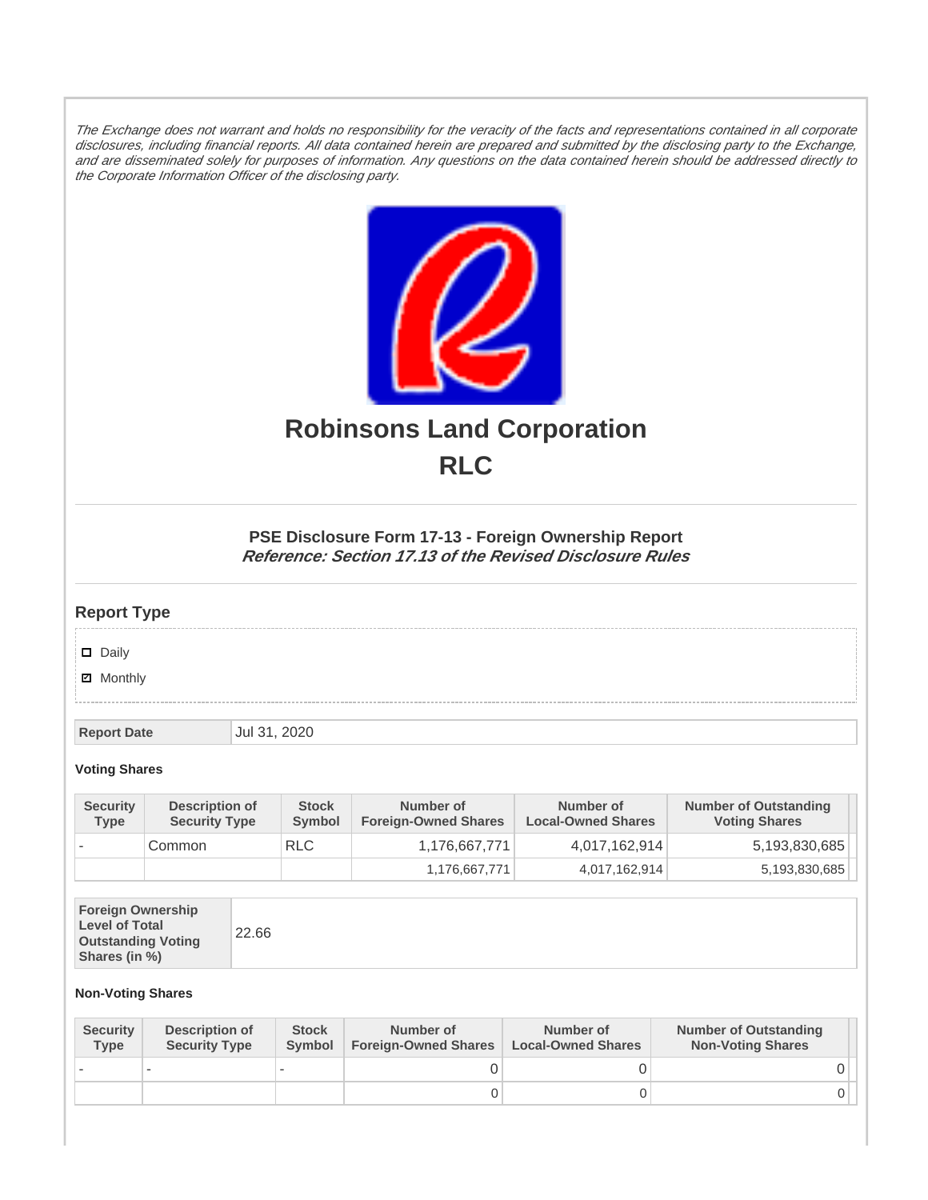*The Exchange does not warrant and holds no responsibility for the veracity of the facts and representations contained in all corporate disclosures, including financial reports. All data contained herein are prepared and submitted by the disclosing party to the Exchange, and are disseminated solely for purposes of information. Any questions on the data contained herein should be addressed directly to the Corporate Information Officer of the disclosing party.*

# Robinsons Land Corporation
# RLC

### PSE Disclosure Form 17-13 - Foreign Ownership Report
***Reference: Section 17.13 of the Revised Disclosure Rules***

## Report Type

- [ ] Daily
- [x] Monthly

| Report Date | Jul 31, 2020 |
|---|---|

**Voting Shares**

| Security Type | Description of Security Type | Stock Symbol | Number of Foreign-Owned Shares | Number of Local-Owned Shares | Number of Outstanding Voting Shares |
|---|---|---|---|---|---|
| - | Common | RLC | 1,176,667,771 | 4,017,162,914 | 5,193,830,685 |
| | | | 1,176,667,771 | 4,017,162,914 | 5,193,830,685 |

| Foreign Ownership Level of Total Outstanding Voting Shares (in %) | 22.66 |
|---|---|

**Non-Voting Shares**

| Security Type | Description of Security Type | Stock Symbol | Number of Foreign-Owned Shares | Number of Local-Owned Shares | Number of Outstanding Non-Voting Shares |
|---|---|---|---|---|---|
| - | - | - | 0 | 0 | 0 |
| | | | 0 | 0 | 0 |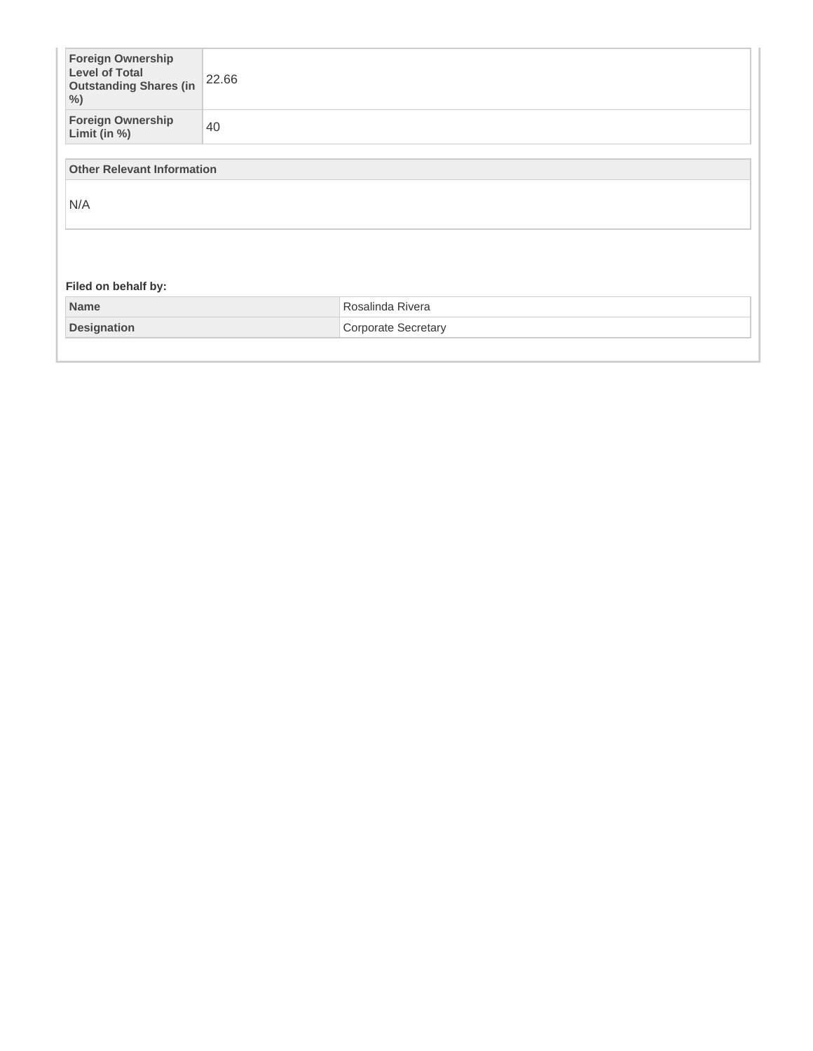| | |
|---|---|
| **Foreign Ownership Level of Total Outstanding Shares (in %)** | 22.66 |
| **Foreign Ownership Limit (in %)** | 40 |

| Other Relevant Information |
|---|
| N/A |

**Filed on behalf by:**

| | |
|---|---|
| **Name** | Rosalinda Rivera |
| **Designation** | Corporate Secretary |